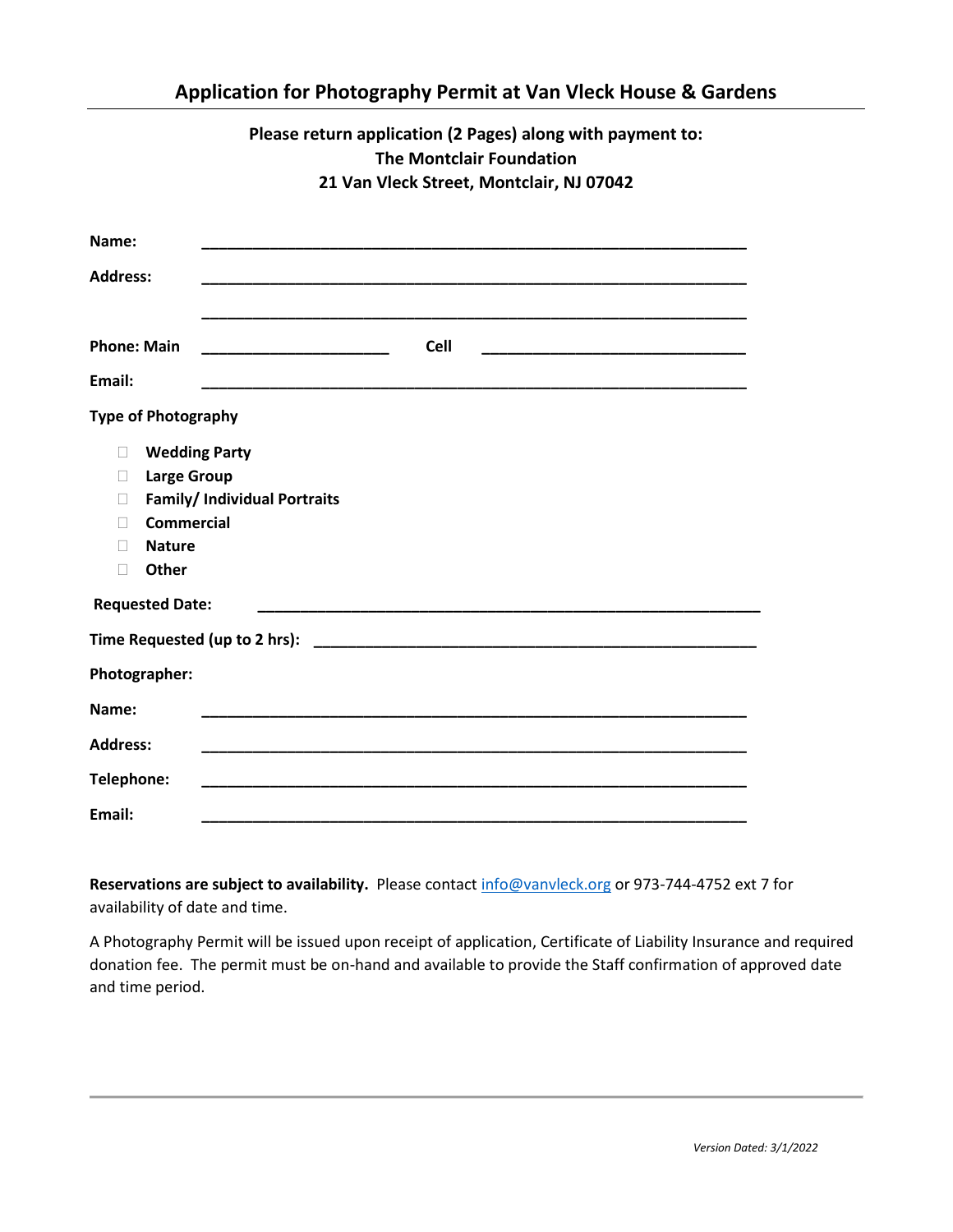# Application for Photography Permit at Van Vleck House & Gardens

**Please return application (2 Pages) along with payment to:**
**The Montclair Foundation**
**21 Van Vleck Street, Montclair, NJ 07042**

**Name:** ____________________________________________________________

**Address:** ____________________________________________________________

____________________________________________________________

**Phone: Main** ______________________ **Cell** ______________________________

**Email:** ____________________________________________________________

**Type of Photography**

- ☐ **Wedding Party**
- ☐ **Large Group**
- ☐ **Family/ Individual Portraits**
- ☐ **Commercial**
- ☐ **Nature**
- ☐ **Other**

**Requested Date:** ________________________________________________________

**Time Requested (up to 2 hrs):** __________________________________________________

**Photographer:**

**Name:** ____________________________________________________________

**Address:** ____________________________________________________________

**Telephone:** ____________________________________________________________

**Email:** ____________________________________________________________

**Reservations are subject to availability.** Please contact info@vanvleck.org or 973-744-4752 ext 7 for availability of date and time.

A Photography Permit will be issued upon receipt of application, Certificate of Liability Insurance and required donation fee. The permit must be on-hand and available to provide the Staff confirmation of approved date and time period.

*Version Dated: 3/1/2022*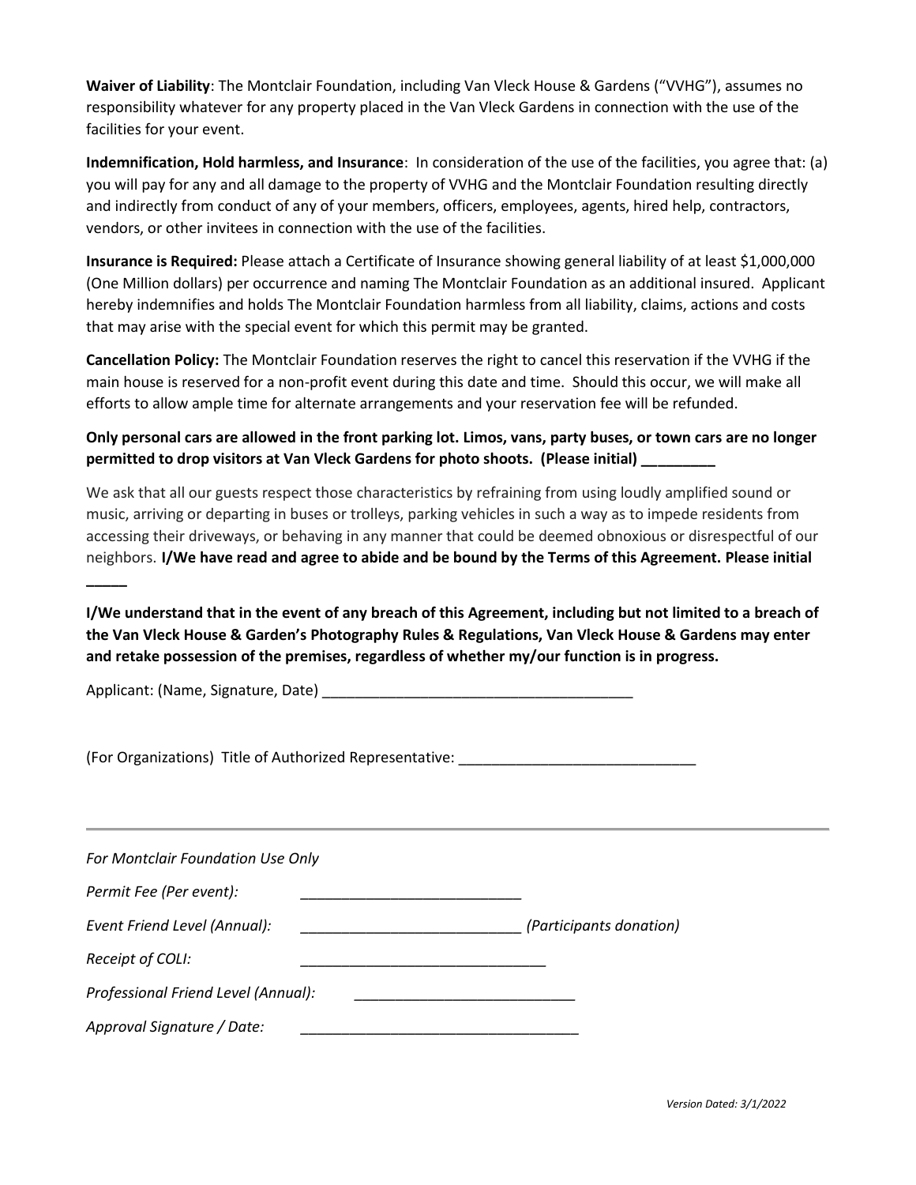**Waiver of Liability**: The Montclair Foundation, including Van Vleck House & Gardens ("VVHG"), assumes no responsibility whatever for any property placed in the Van Vleck Gardens in connection with the use of the facilities for your event.

**Indemnification, Hold harmless, and Insurance**: In consideration of the use of the facilities, you agree that: (a) you will pay for any and all damage to the property of VVHG and the Montclair Foundation resulting directly and indirectly from conduct of any of your members, officers, employees, agents, hired help, contractors, vendors, or other invitees in connection with the use of the facilities.

**Insurance is Required:** Please attach a Certificate of Insurance showing general liability of at least $1,000,000 (One Million dollars) per occurrence and naming The Montclair Foundation as an additional insured. Applicant hereby indemnifies and holds The Montclair Foundation harmless from all liability, claims, actions and costs that may arise with the special event for which this permit may be granted.

**Cancellation Policy:** The Montclair Foundation reserves the right to cancel this reservation if the VVHG if the main house is reserved for a non-profit event during this date and time. Should this occur, we will make all efforts to allow ample time for alternate arrangements and your reservation fee will be refunded.

**Only personal cars are allowed in the front parking lot. Limos, vans, party buses, or town cars are no longer permitted to drop visitors at Van Vleck Gardens for photo shoots. (Please initial) _________**

We ask that all our guests respect those characteristics by refraining from using loudly amplified sound or music, arriving or departing in buses or trolleys, parking vehicles in such a way as to impede residents from accessing their driveways, or behaving in any manner that could be deemed obnoxious or disrespectful of our neighbors. **I/We have read and agree to abide and be bound by the Terms of this Agreement. Please initial _____**

**I/We understand that in the event of any breach of this Agreement, including but not limited to a breach of the Van Vleck House & Garden's Photography Rules & Regulations, Van Vleck House & Gardens may enter and retake possession of the premises, regardless of whether my/our function is in progress.**

Applicant: (Name, Signature, Date) ______________________________________

(For Organizations) Title of Authorized Representative: _____________________________

---

*For Montclair Foundation Use Only*

*Permit Fee (Per event):* ___________________________

*Event Friend Level (Annual):* ___________________________ *(Participants donation)*

*Receipt of COLI:* ______________________________

*Professional Friend Level (Annual):* ___________________________

*Approval Signature / Date:* __________________________________

*Version Dated: 3/1/2022*